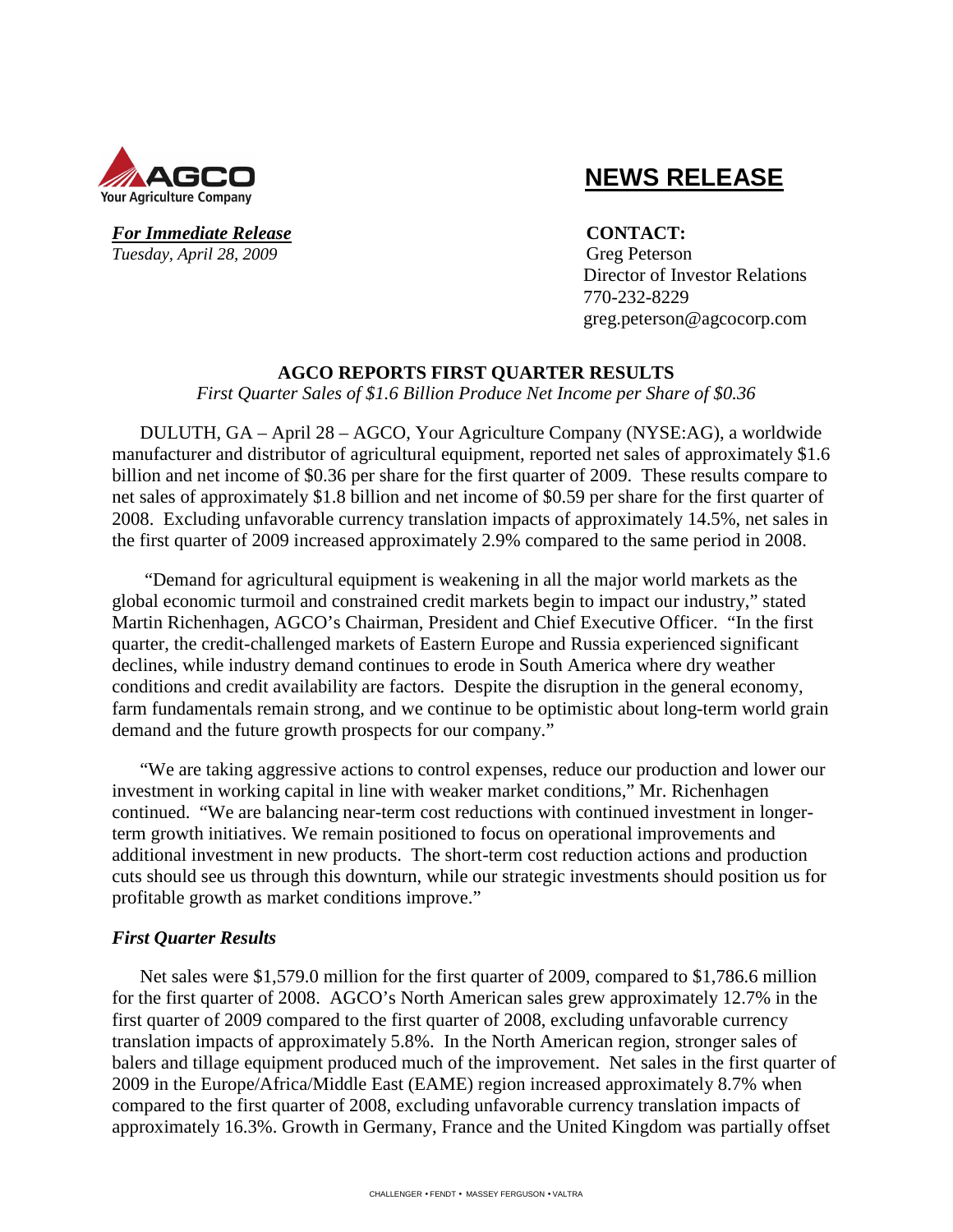AGCO
Your Agriculture Company

# NEWS RELEASE

***For Immediate Release***
*Tuesday, April 28, 2009*

**CONTACT:**
Greg Peterson
Director of Investor Relations
770-232-8229
greg.peterson@agcocorp.com

## AGCO REPORTS FIRST QUARTER RESULTS

*First Quarter Sales of $1.6 Billion Produce Net Income per Share of $0.36*

DULUTH, GA – April 28 – AGCO, Your Agriculture Company (NYSE:AG), a worldwide manufacturer and distributor of agricultural equipment, reported net sales of approximately $1.6 billion and net income of $0.36 per share for the first quarter of 2009. These results compare to net sales of approximately $1.8 billion and net income of $0.59 per share for the first quarter of 2008. Excluding unfavorable currency translation impacts of approximately 14.5%, net sales in the first quarter of 2009 increased approximately 2.9% compared to the same period in 2008.

"Demand for agricultural equipment is weakening in all the major world markets as the global economic turmoil and constrained credit markets begin to impact our industry," stated Martin Richenhagen, AGCO's Chairman, President and Chief Executive Officer. "In the first quarter, the credit-challenged markets of Eastern Europe and Russia experienced significant declines, while industry demand continues to erode in South America where dry weather conditions and credit availability are factors. Despite the disruption in the general economy, farm fundamentals remain strong, and we continue to be optimistic about long-term world grain demand and the future growth prospects for our company."

"We are taking aggressive actions to control expenses, reduce our production and lower our investment in working capital in line with weaker market conditions," Mr. Richenhagen continued. "We are balancing near-term cost reductions with continued investment in longer-term growth initiatives. We remain positioned to focus on operational improvements and additional investment in new products. The short-term cost reduction actions and production cuts should see us through this downturn, while our strategic investments should position us for profitable growth as market conditions improve."

### *First Quarter Results*

Net sales were $1,579.0 million for the first quarter of 2009, compared to $1,786.6 million for the first quarter of 2008. AGCO's North American sales grew approximately 12.7% in the first quarter of 2009 compared to the first quarter of 2008, excluding unfavorable currency translation impacts of approximately 5.8%. In the North American region, stronger sales of balers and tillage equipment produced much of the improvement. Net sales in the first quarter of 2009 in the Europe/Africa/Middle East (EAME) region increased approximately 8.7% when compared to the first quarter of 2008, excluding unfavorable currency translation impacts of approximately 16.3%. Growth in Germany, France and the United Kingdom was partially offset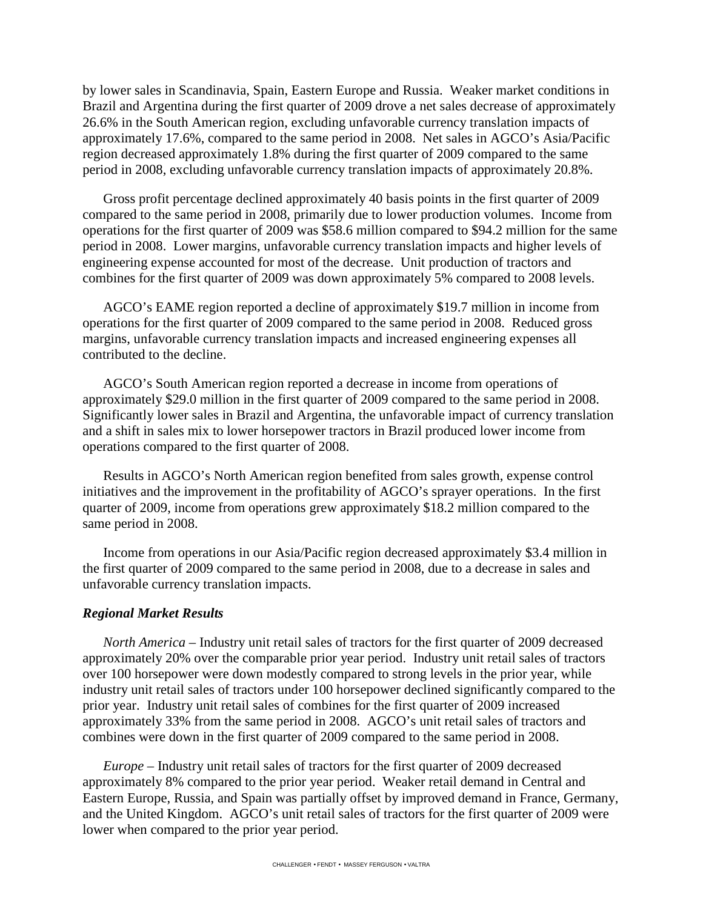by lower sales in Scandinavia, Spain, Eastern Europe and Russia. Weaker market conditions in Brazil and Argentina during the first quarter of 2009 drove a net sales decrease of approximately 26.6% in the South American region, excluding unfavorable currency translation impacts of approximately 17.6%, compared to the same period in 2008. Net sales in AGCO's Asia/Pacific region decreased approximately 1.8% during the first quarter of 2009 compared to the same period in 2008, excluding unfavorable currency translation impacts of approximately 20.8%.

Gross profit percentage declined approximately 40 basis points in the first quarter of 2009 compared to the same period in 2008, primarily due to lower production volumes. Income from operations for the first quarter of 2009 was $58.6 million compared to $94.2 million for the same period in 2008. Lower margins, unfavorable currency translation impacts and higher levels of engineering expense accounted for most of the decrease. Unit production of tractors and combines for the first quarter of 2009 was down approximately 5% compared to 2008 levels.

AGCO's EAME region reported a decline of approximately $19.7 million in income from operations for the first quarter of 2009 compared to the same period in 2008. Reduced gross margins, unfavorable currency translation impacts and increased engineering expenses all contributed to the decline.

AGCO's South American region reported a decrease in income from operations of approximately $29.0 million in the first quarter of 2009 compared to the same period in 2008. Significantly lower sales in Brazil and Argentina, the unfavorable impact of currency translation and a shift in sales mix to lower horsepower tractors in Brazil produced lower income from operations compared to the first quarter of 2008.

Results in AGCO's North American region benefited from sales growth, expense control initiatives and the improvement in the profitability of AGCO's sprayer operations. In the first quarter of 2009, income from operations grew approximately $18.2 million compared to the same period in 2008.

Income from operations in our Asia/Pacific region decreased approximately $3.4 million in the first quarter of 2009 compared to the same period in 2008, due to a decrease in sales and unfavorable currency translation impacts.

***Regional Market Results***

*North America* – Industry unit retail sales of tractors for the first quarter of 2009 decreased approximately 20% over the comparable prior year period. Industry unit retail sales of tractors over 100 horsepower were down modestly compared to strong levels in the prior year, while industry unit retail sales of tractors under 100 horsepower declined significantly compared to the prior year. Industry unit retail sales of combines for the first quarter of 2009 increased approximately 33% from the same period in 2008. AGCO's unit retail sales of tractors and combines were down in the first quarter of 2009 compared to the same period in 2008.

*Europe* – Industry unit retail sales of tractors for the first quarter of 2009 decreased approximately 8% compared to the prior year period. Weaker retail demand in Central and Eastern Europe, Russia, and Spain was partially offset by improved demand in France, Germany, and the United Kingdom. AGCO's unit retail sales of tractors for the first quarter of 2009 were lower when compared to the prior year period.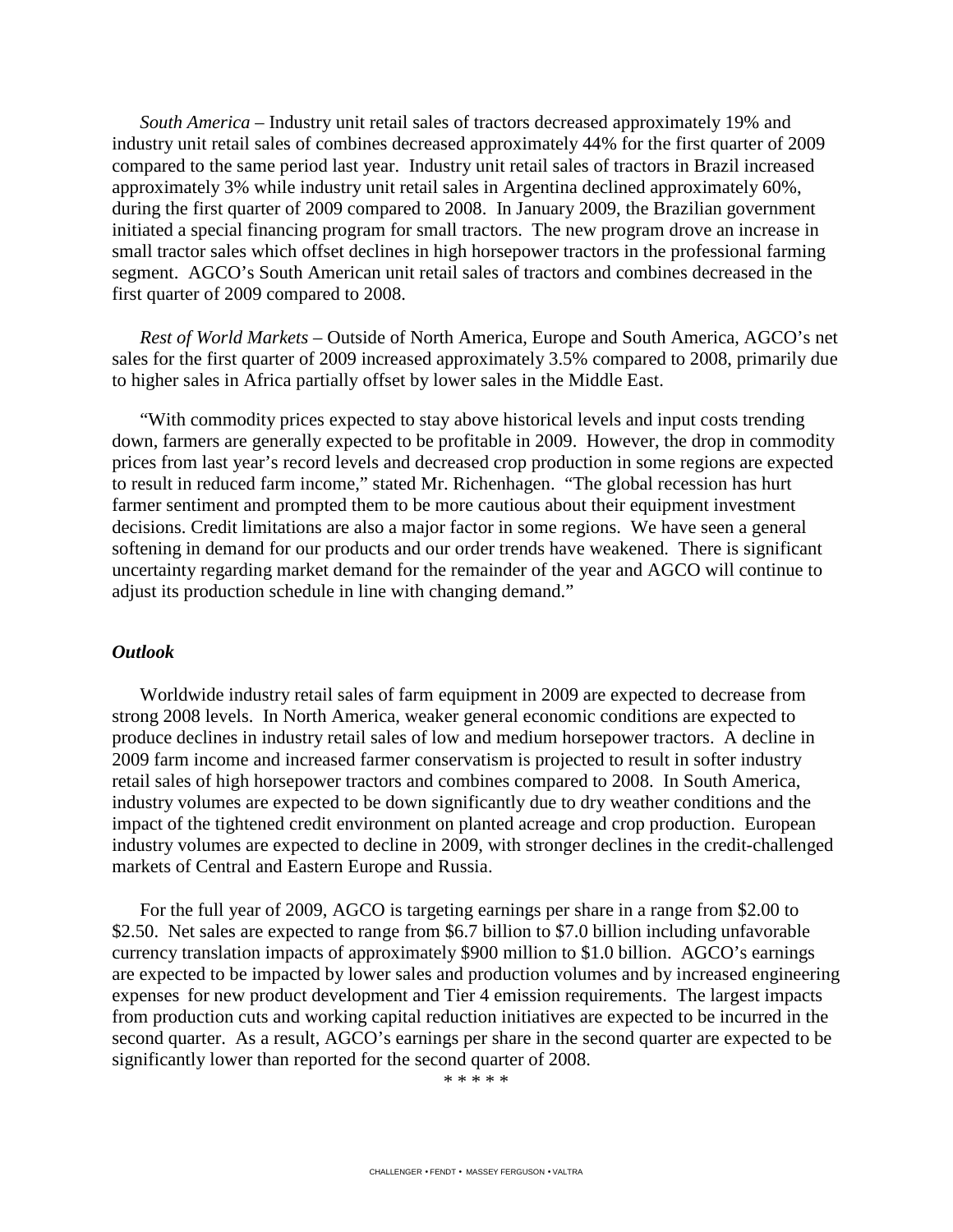*South America* – Industry unit retail sales of tractors decreased approximately 19% and industry unit retail sales of combines decreased approximately 44% for the first quarter of 2009 compared to the same period last year. Industry unit retail sales of tractors in Brazil increased approximately 3% while industry unit retail sales in Argentina declined approximately 60%, during the first quarter of 2009 compared to 2008. In January 2009, the Brazilian government initiated a special financing program for small tractors. The new program drove an increase in small tractor sales which offset declines in high horsepower tractors in the professional farming segment. AGCO's South American unit retail sales of tractors and combines decreased in the first quarter of 2009 compared to 2008.

*Rest of World Markets* – Outside of North America, Europe and South America, AGCO's net sales for the first quarter of 2009 increased approximately 3.5% compared to 2008, primarily due to higher sales in Africa partially offset by lower sales in the Middle East.

"With commodity prices expected to stay above historical levels and input costs trending down, farmers are generally expected to be profitable in 2009. However, the drop in commodity prices from last year's record levels and decreased crop production in some regions are expected to result in reduced farm income," stated Mr. Richenhagen. "The global recession has hurt farmer sentiment and prompted them to be more cautious about their equipment investment decisions. Credit limitations are also a major factor in some regions. We have seen a general softening in demand for our products and our order trends have weakened. There is significant uncertainty regarding market demand for the remainder of the year and AGCO will continue to adjust its production schedule in line with changing demand."

***Outlook***

Worldwide industry retail sales of farm equipment in 2009 are expected to decrease from strong 2008 levels. In North America, weaker general economic conditions are expected to produce declines in industry retail sales of low and medium horsepower tractors. A decline in 2009 farm income and increased farmer conservatism is projected to result in softer industry retail sales of high horsepower tractors and combines compared to 2008. In South America, industry volumes are expected to be down significantly due to dry weather conditions and the impact of the tightened credit environment on planted acreage and crop production. European industry volumes are expected to decline in 2009, with stronger declines in the credit-challenged markets of Central and Eastern Europe and Russia.

For the full year of 2009, AGCO is targeting earnings per share in a range from $2.00 to $2.50. Net sales are expected to range from $6.7 billion to $7.0 billion including unfavorable currency translation impacts of approximately $900 million to $1.0 billion. AGCO's earnings are expected to be impacted by lower sales and production volumes and by increased engineering expenses for new product development and Tier 4 emission requirements. The largest impacts from production cuts and working capital reduction initiatives are expected to be incurred in the second quarter. As a result, AGCO's earnings per share in the second quarter are expected to be significantly lower than reported for the second quarter of 2008.

\* \* \* \* \*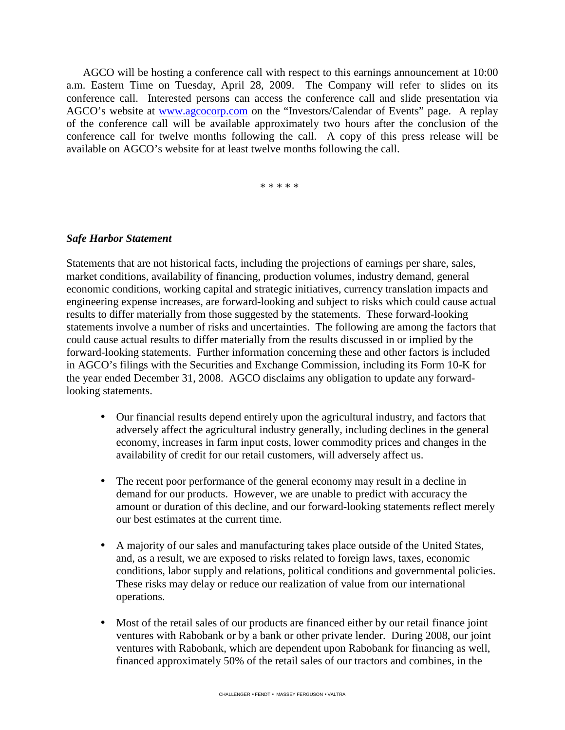AGCO will be hosting a conference call with respect to this earnings announcement at 10:00 a.m. Eastern Time on Tuesday, April 28, 2009. The Company will refer to slides on its conference call. Interested persons can access the conference call and slide presentation via AGCO's website at [www.agcocorp.com](http://www.agcocorp.com) on the "Investors/Calendar of Events" page. A replay of the conference call will be available approximately two hours after the conclusion of the conference call for twelve months following the call. A copy of this press release will be available on AGCO's website for at least twelve months following the call.

\* \* \* \* \*

***Safe Harbor Statement***

Statements that are not historical facts, including the projections of earnings per share, sales, market conditions, availability of financing, production volumes, industry demand, general economic conditions, working capital and strategic initiatives, currency translation impacts and engineering expense increases, are forward-looking and subject to risks which could cause actual results to differ materially from those suggested by the statements. These forward-looking statements involve a number of risks and uncertainties. The following are among the factors that could cause actual results to differ materially from the results discussed in or implied by the forward-looking statements. Further information concerning these and other factors is included in AGCO's filings with the Securities and Exchange Commission, including its Form 10-K for the year ended December 31, 2008. AGCO disclaims any obligation to update any forward-looking statements.

- Our financial results depend entirely upon the agricultural industry, and factors that adversely affect the agricultural industry generally, including declines in the general economy, increases in farm input costs, lower commodity prices and changes in the availability of credit for our retail customers, will adversely affect us.

- The recent poor performance of the general economy may result in a decline in demand for our products. However, we are unable to predict with accuracy the amount or duration of this decline, and our forward-looking statements reflect merely our best estimates at the current time.

- A majority of our sales and manufacturing takes place outside of the United States, and, as a result, we are exposed to risks related to foreign laws, taxes, economic conditions, labor supply and relations, political conditions and governmental policies. These risks may delay or reduce our realization of value from our international operations.

- Most of the retail sales of our products are financed either by our retail finance joint ventures with Rabobank or by a bank or other private lender. During 2008, our joint ventures with Rabobank, which are dependent upon Rabobank for financing as well, financed approximately 50% of the retail sales of our tractors and combines, in the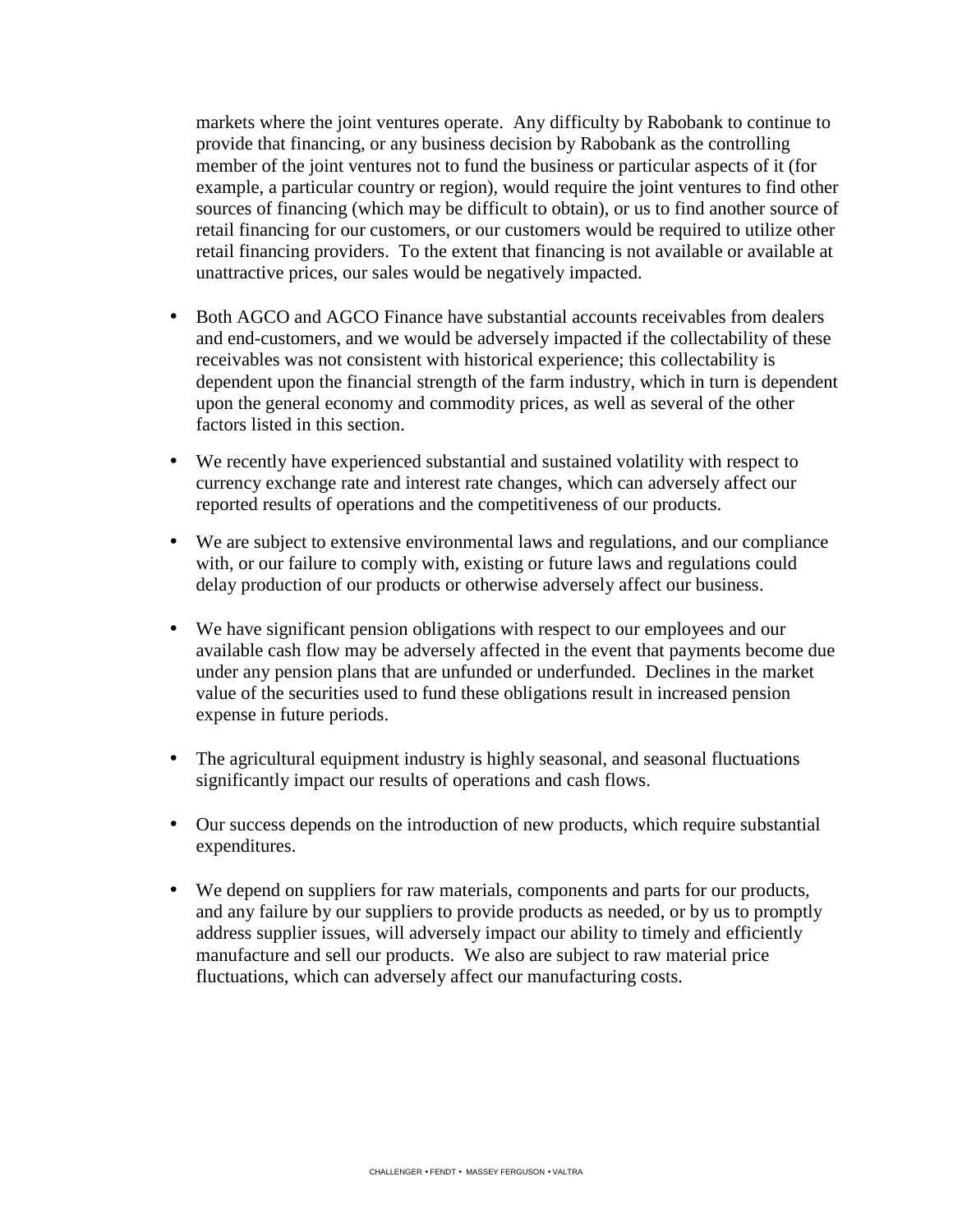markets where the joint ventures operate. Any difficulty by Rabobank to continue to provide that financing, or any business decision by Rabobank as the controlling member of the joint ventures not to fund the business or particular aspects of it (for example, a particular country or region), would require the joint ventures to find other sources of financing (which may be difficult to obtain), or us to find another source of retail financing for our customers, or our customers would be required to utilize other retail financing providers. To the extent that financing is not available or available at unattractive prices, our sales would be negatively impacted.

- Both AGCO and AGCO Finance have substantial accounts receivables from dealers and end-customers, and we would be adversely impacted if the collectability of these receivables was not consistent with historical experience; this collectability is dependent upon the financial strength of the farm industry, which in turn is dependent upon the general economy and commodity prices, as well as several of the other factors listed in this section.

- We recently have experienced substantial and sustained volatility with respect to currency exchange rate and interest rate changes, which can adversely affect our reported results of operations and the competitiveness of our products.

- We are subject to extensive environmental laws and regulations, and our compliance with, or our failure to comply with, existing or future laws and regulations could delay production of our products or otherwise adversely affect our business.

- We have significant pension obligations with respect to our employees and our available cash flow may be adversely affected in the event that payments become due under any pension plans that are unfunded or underfunded. Declines in the market value of the securities used to fund these obligations result in increased pension expense in future periods.

- The agricultural equipment industry is highly seasonal, and seasonal fluctuations significantly impact our results of operations and cash flows.

- Our success depends on the introduction of new products, which require substantial expenditures.

- We depend on suppliers for raw materials, components and parts for our products, and any failure by our suppliers to provide products as needed, or by us to promptly address supplier issues, will adversely impact our ability to timely and efficiently manufacture and sell our products. We also are subject to raw material price fluctuations, which can adversely affect our manufacturing costs.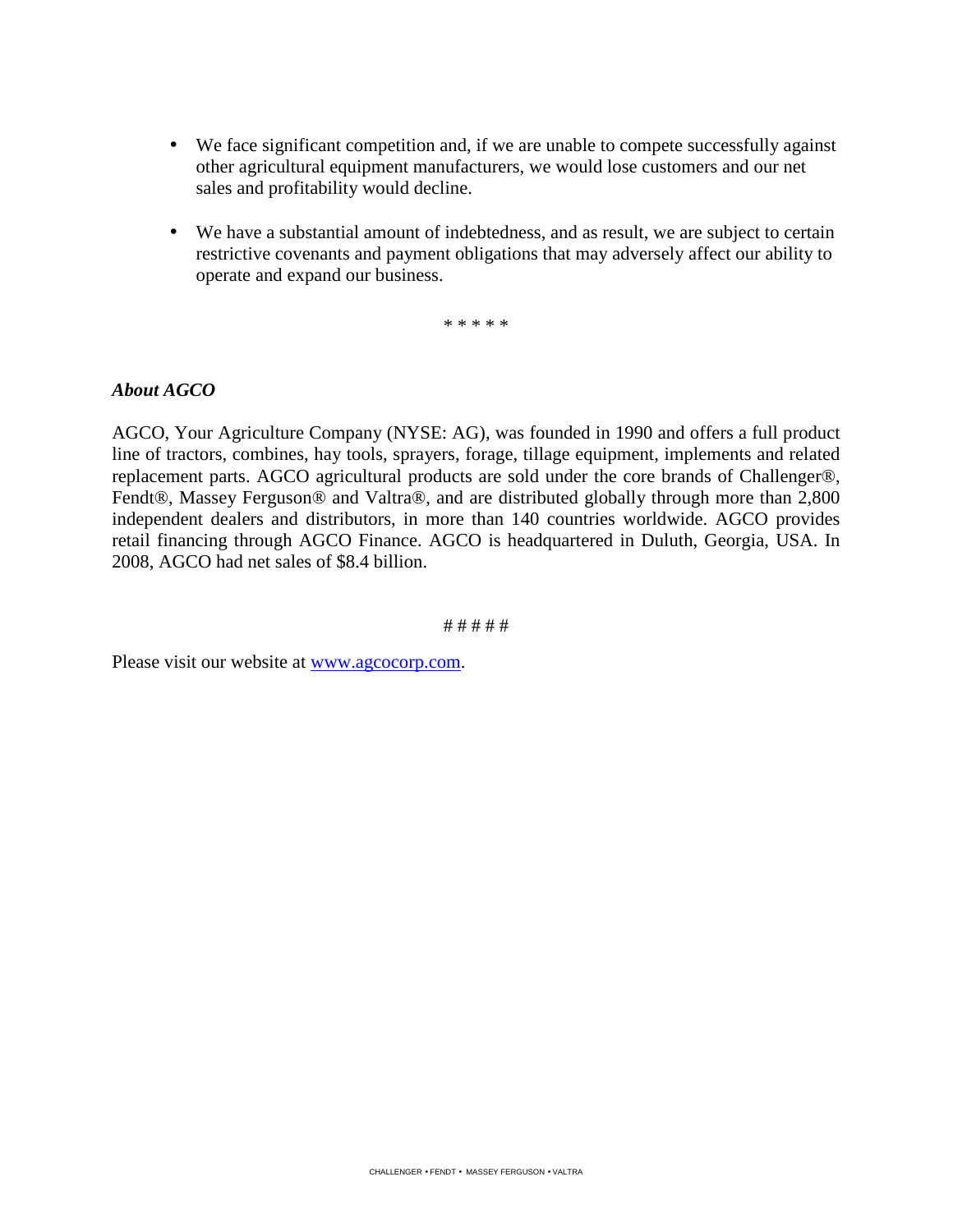- We face significant competition and, if we are unable to compete successfully against other agricultural equipment manufacturers, we would lose customers and our net sales and profitability would decline.
- We have a substantial amount of indebtedness, and as result, we are subject to certain restrictive covenants and payment obligations that may adversely affect our ability to operate and expand our business.

\* \* \* \* \*

***About AGCO***

AGCO, Your Agriculture Company (NYSE: AG), was founded in 1990 and offers a full product line of tractors, combines, hay tools, sprayers, forage, tillage equipment, implements and related replacement parts. AGCO agricultural products are sold under the core brands of Challenger®, Fendt®, Massey Ferguson® and Valtra®, and are distributed globally through more than 2,800 independent dealers and distributors, in more than 140 countries worldwide. AGCO provides retail financing through AGCO Finance. AGCO is headquartered in Duluth, Georgia, USA. In 2008, AGCO had net sales of $8.4 billion.

# # # # #

Please visit our website at [www.agcocorp.com](http://www.agcocorp.com).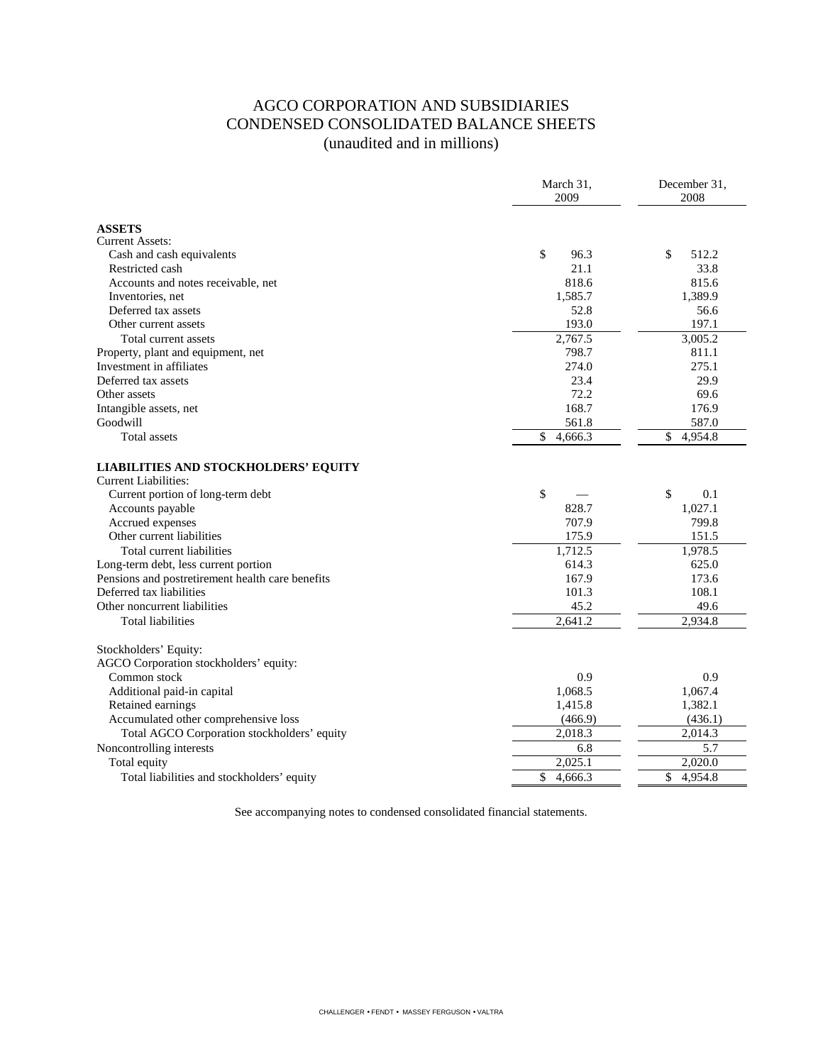# AGCO CORPORATION AND SUBSIDIARIES
## CONDENSED CONSOLIDATED BALANCE SHEETS
### (unaudited and in millions)

| | March 31, 2009 | December 31, 2008 |
|---|---|---|
| **ASSETS** | | |
| Current Assets: | | |
| Cash and cash equivalents | $ 96.3 | $ 512.2 |
| Restricted cash | 21.1 | 33.8 |
| Accounts and notes receivable, net | 818.6 | 815.6 |
| Inventories, net | 1,585.7 | 1,389.9 |
| Deferred tax assets | 52.8 | 56.6 |
| Other current assets | 193.0 | 197.1 |
| Total current assets | 2,767.5 | 3,005.2 |
| Property, plant and equipment, net | 798.7 | 811.1 |
| Investment in affiliates | 274.0 | 275.1 |
| Deferred tax assets | 23.4 | 29.9 |
| Other assets | 72.2 | 69.6 |
| Intangible assets, net | 168.7 | 176.9 |
| Goodwill | 561.8 | 587.0 |
| Total assets | $ 4,666.3 | $ 4,954.8 |
| **LIABILITIES AND STOCKHOLDERS' EQUITY** | | |
| Current Liabilities: | | |
| Current portion of long-term debt | $ — | $ 0.1 |
| Accounts payable | 828.7 | 1,027.1 |
| Accrued expenses | 707.9 | 799.8 |
| Other current liabilities | 175.9 | 151.5 |
| Total current liabilities | 1,712.5 | 1,978.5 |
| Long-term debt, less current portion | 614.3 | 625.0 |
| Pensions and postretirement health care benefits | 167.9 | 173.6 |
| Deferred tax liabilities | 101.3 | 108.1 |
| Other noncurrent liabilities | 45.2 | 49.6 |
| Total liabilities | 2,641.2 | 2,934.8 |
| Stockholders' Equity: | | |
| AGCO Corporation stockholders' equity: | | |
| Common stock | 0.9 | 0.9 |
| Additional paid-in capital | 1,068.5 | 1,067.4 |
| Retained earnings | 1,415.8 | 1,382.1 |
| Accumulated other comprehensive loss | (466.9) | (436.1) |
| Total AGCO Corporation stockholders' equity | 2,018.3 | 2,014.3 |
| Noncontrolling interests | 6.8 | 5.7 |
| Total equity | 2,025.1 | 2,020.0 |
| Total liabilities and stockholders' equity | $ 4,666.3 | $ 4,954.8 |

See accompanying notes to condensed consolidated financial statements.

CHALLENGER • FENDT • MASSEY FERGUSON • VALTRA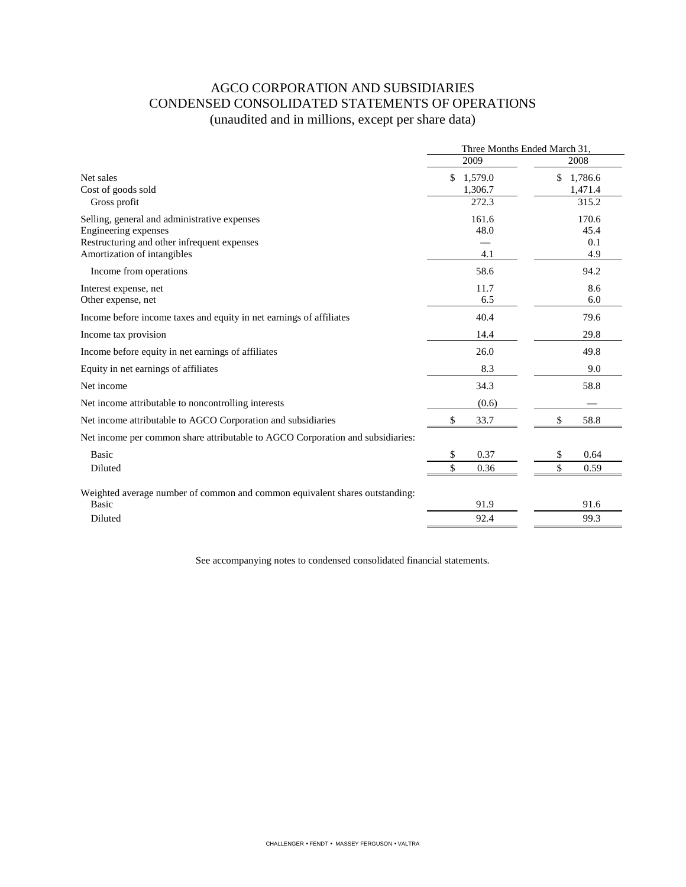# AGCO CORPORATION AND SUBSIDIARIES
## CONDENSED CONSOLIDATED STATEMENTS OF OPERATIONS
(unaudited and in millions, except per share data)

| | Three Months Ended March 31, | |
|---|---|---|
| | 2009 | 2008 |
| Net sales | $ 1,579.0 | $ 1,786.6 |
| Cost of goods sold | 1,306.7 | 1,471.4 |
| Gross profit | 272.3 | 315.2 |
| Selling, general and administrative expenses | 161.6 | 170.6 |
| Engineering expenses | 48.0 | 45.4 |
| Restructuring and other infrequent expenses | — | 0.1 |
| Amortization of intangibles | 4.1 | 4.9 |
| Income from operations | 58.6 | 94.2 |
| Interest expense, net | 11.7 | 8.6 |
| Other expense, net | 6.5 | 6.0 |
| Income before income taxes and equity in net earnings of affiliates | 40.4 | 79.6 |
| Income tax provision | 14.4 | 29.8 |
| Income before equity in net earnings of affiliates | 26.0 | 49.8 |
| Equity in net earnings of affiliates | 8.3 | 9.0 |
| Net income | 34.3 | 58.8 |
| Net income attributable to noncontrolling interests | (0.6) | — |
| Net income attributable to AGCO Corporation and subsidiaries | $ 33.7 | $ 58.8 |
| Net income per common share attributable to AGCO Corporation and subsidiaries: | | |
| Basic | $ 0.37 | $ 0.64 |
| Diluted | $ 0.36 | $ 0.59 |
| Weighted average number of common and common equivalent shares outstanding: | | |
| Basic | 91.9 | 91.6 |
| Diluted | 92.4 | 99.3 |

See accompanying notes to condensed consolidated financial statements.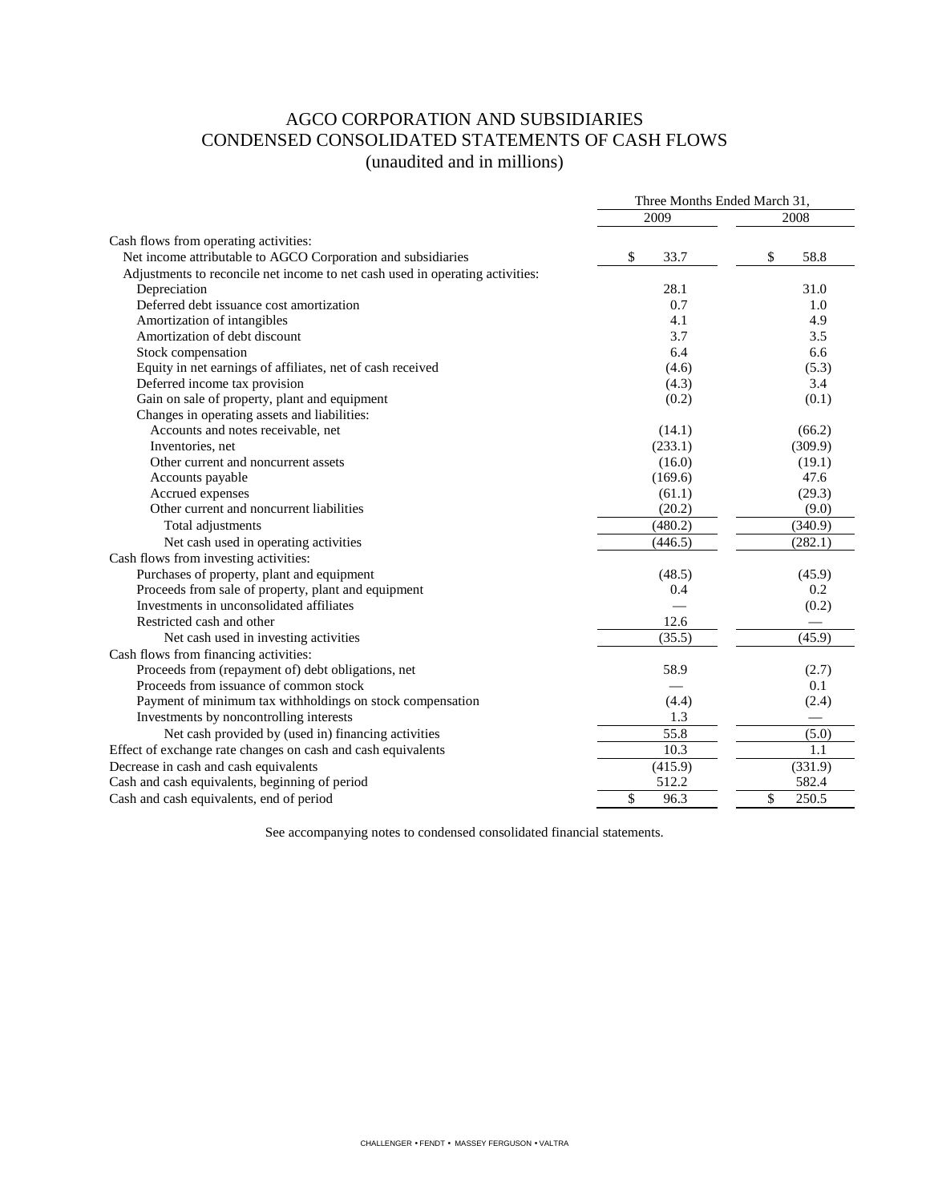# AGCO CORPORATION AND SUBSIDIARIES
## CONDENSED CONSOLIDATED STATEMENTS OF CASH FLOWS
(unaudited and in millions)

| | Three Months Ended March 31, | |
|---|---|---|
| | 2009 | 2008 |
| Cash flows from operating activities: | | |
| Net income attributable to AGCO Corporation and subsidiaries | $ 33.7 | $ 58.8 |
| Adjustments to reconcile net income to net cash used in operating activities: | | |
| Depreciation | 28.1 | 31.0 |
| Deferred debt issuance cost amortization | 0.7 | 1.0 |
| Amortization of intangibles | 4.1 | 4.9 |
| Amortization of debt discount | 3.7 | 3.5 |
| Stock compensation | 6.4 | 6.6 |
| Equity in net earnings of affiliates, net of cash received | (4.6) | (5.3) |
| Deferred income tax provision | (4.3) | 3.4 |
| Gain on sale of property, plant and equipment | (0.2) | (0.1) |
| Changes in operating assets and liabilities: | | |
| Accounts and notes receivable, net | (14.1) | (66.2) |
| Inventories, net | (233.1) | (309.9) |
| Other current and noncurrent assets | (16.0) | (19.1) |
| Accounts payable | (169.6) | 47.6 |
| Accrued expenses | (61.1) | (29.3) |
| Other current and noncurrent liabilities | (20.2) | (9.0) |
| Total adjustments | (480.2) | (340.9) |
| Net cash used in operating activities | (446.5) | (282.1) |
| Cash flows from investing activities: | | |
| Purchases of property, plant and equipment | (48.5) | (45.9) |
| Proceeds from sale of property, plant and equipment | 0.4 | 0.2 |
| Investments in unconsolidated affiliates | — | (0.2) |
| Restricted cash and other | 12.6 | — |
| Net cash used in investing activities | (35.5) | (45.9) |
| Cash flows from financing activities: | | |
| Proceeds from (repayment of) debt obligations, net | 58.9 | (2.7) |
| Proceeds from issuance of common stock | — | 0.1 |
| Payment of minimum tax withholdings on stock compensation | (4.4) | (2.4) |
| Investments by noncontrolling interests | 1.3 | — |
| Net cash provided by (used in) financing activities | 55.8 | (5.0) |
| Effect of exchange rate changes on cash and cash equivalents | 10.3 | 1.1 |
| Decrease in cash and cash equivalents | (415.9) | (331.9) |
| Cash and cash equivalents, beginning of period | 512.2 | 582.4 |
| Cash and cash equivalents, end of period | $ 96.3 | $ 250.5 |

See accompanying notes to condensed consolidated financial statements.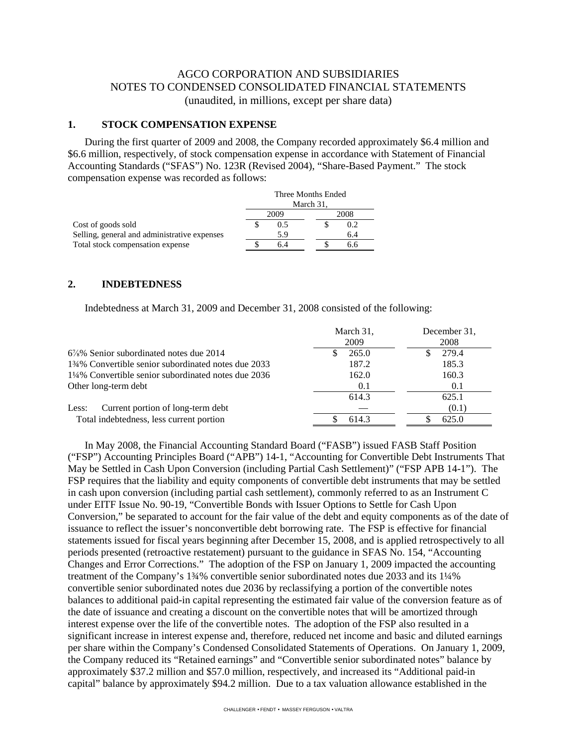# AGCO CORPORATION AND SUBSIDIARIES
## NOTES TO CONDENSED CONSOLIDATED FINANCIAL STATEMENTS
(unaudited, in millions, except per share data)

### 1. STOCK COMPENSATION EXPENSE

During the first quarter of 2009 and 2008, the Company recorded approximately $6.4 million and $6.6 million, respectively, of stock compensation expense in accordance with Statement of Financial Accounting Standards ("SFAS") No. 123R (Revised 2004), "Share-Based Payment." The stock compensation expense was recorded as follows:

| | Three Months Ended March 31, | |
|---|---|---|
| | 2009 | 2008 |
| Cost of goods sold | $ 0.5 | $ 0.2 |
| Selling, general and administrative expenses | 5.9 | 6.4 |
| Total stock compensation expense | $ 6.4 | $ 6.6 |

### 2. INDEBTEDNESS

Indebtedness at March 31, 2009 and December 31, 2008 consisted of the following:

| | March 31, 2009 | December 31, 2008 |
|---|---|---|
| 6⅞% Senior subordinated notes due 2014 | $ 265.0 | $ 279.4 |
| 1¾% Convertible senior subordinated notes due 2033 | 187.2 | 185.3 |
| 1¼% Convertible senior subordinated notes due 2036 | 162.0 | 160.3 |
| Other long-term debt | 0.1 | 0.1 |
| | 614.3 | 625.1 |
| Less: Current portion of long-term debt | — | (0.1) |
| Total indebtedness, less current portion | $ 614.3 | $ 625.0 |

In May 2008, the Financial Accounting Standard Board ("FASB") issued FASB Staff Position ("FSP") Accounting Principles Board ("APB") 14-1, "Accounting for Convertible Debt Instruments That May be Settled in Cash Upon Conversion (including Partial Cash Settlement)" ("FSP APB 14-1"). The FSP requires that the liability and equity components of convertible debt instruments that may be settled in cash upon conversion (including partial cash settlement), commonly referred to as an Instrument C under EITF Issue No. 90-19, "Convertible Bonds with Issuer Options to Settle for Cash Upon Conversion," be separated to account for the fair value of the debt and equity components as of the date of issuance to reflect the issuer's nonconvertible debt borrowing rate. The FSP is effective for financial statements issued for fiscal years beginning after December 15, 2008, and is applied retrospectively to all periods presented (retroactive restatement) pursuant to the guidance in SFAS No. 154, "Accounting Changes and Error Corrections." The adoption of the FSP on January 1, 2009 impacted the accounting treatment of the Company's 1¾% convertible senior subordinated notes due 2033 and its 1¼% convertible senior subordinated notes due 2036 by reclassifying a portion of the convertible notes balances to additional paid-in capital representing the estimated fair value of the conversion feature as of the date of issuance and creating a discount on the convertible notes that will be amortized through interest expense over the life of the convertible notes. The adoption of the FSP also resulted in a significant increase in interest expense and, therefore, reduced net income and basic and diluted earnings per share within the Company's Condensed Consolidated Statements of Operations. On January 1, 2009, the Company reduced its "Retained earnings" and "Convertible senior subordinated notes" balance by approximately $37.2 million and $57.0 million, respectively, and increased its "Additional paid-in capital" balance by approximately $94.2 million. Due to a tax valuation allowance established in the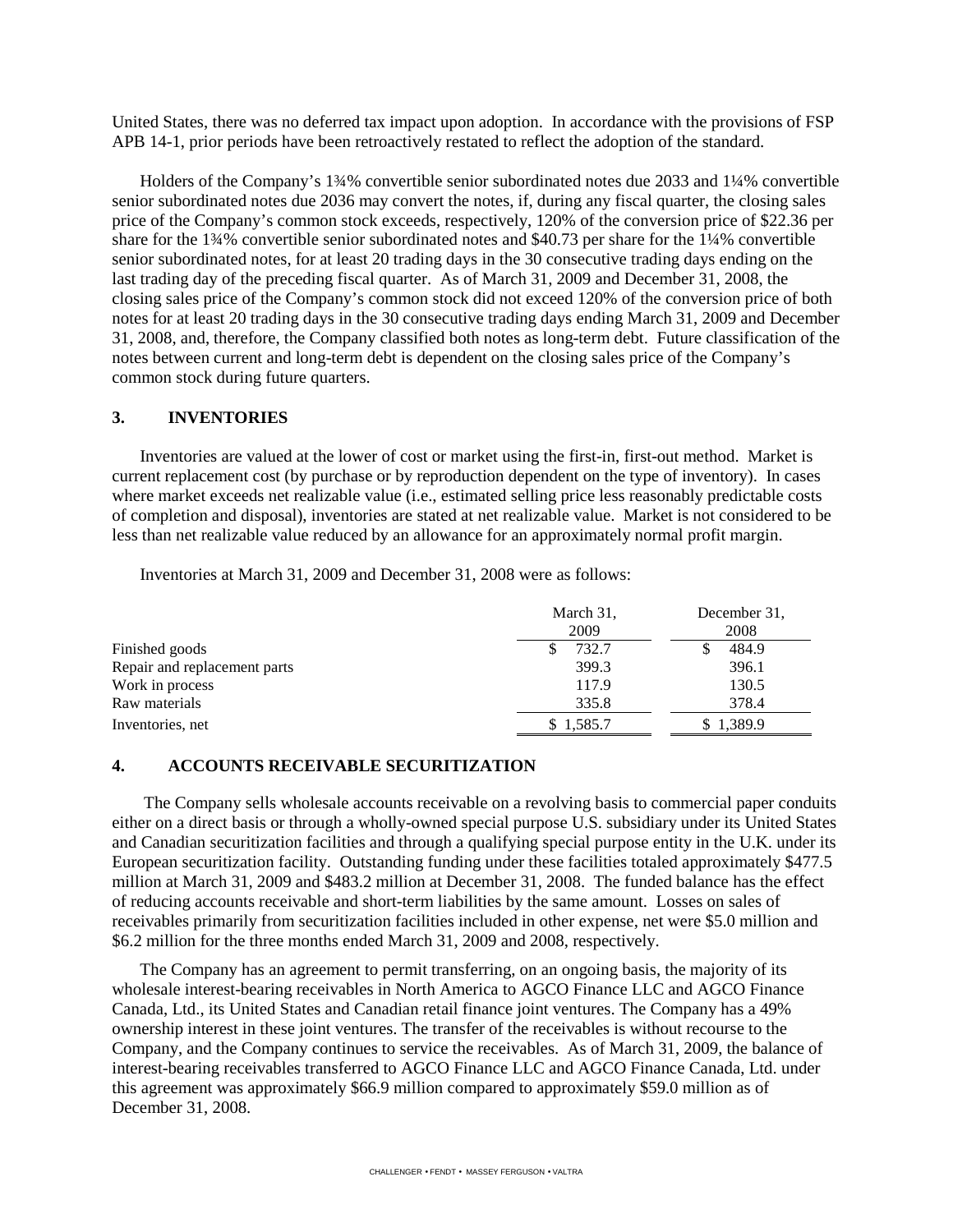United States, there was no deferred tax impact upon adoption. In accordance with the provisions of FSP APB 14-1, prior periods have been retroactively restated to reflect the adoption of the standard.

Holders of the Company's 1¾% convertible senior subordinated notes due 2033 and 1¼% convertible senior subordinated notes due 2036 may convert the notes, if, during any fiscal quarter, the closing sales price of the Company's common stock exceeds, respectively, 120% of the conversion price of $22.36 per share for the 1¾% convertible senior subordinated notes and $40.73 per share for the 1¼% convertible senior subordinated notes, for at least 20 trading days in the 30 consecutive trading days ending on the last trading day of the preceding fiscal quarter. As of March 31, 2009 and December 31, 2008, the closing sales price of the Company's common stock did not exceed 120% of the conversion price of both notes for at least 20 trading days in the 30 consecutive trading days ending March 31, 2009 and December 31, 2008, and, therefore, the Company classified both notes as long-term debt. Future classification of the notes between current and long-term debt is dependent on the closing sales price of the Company's common stock during future quarters.

## 3. INVENTORIES

Inventories are valued at the lower of cost or market using the first-in, first-out method. Market is current replacement cost (by purchase or by reproduction dependent on the type of inventory). In cases where market exceeds net realizable value (i.e., estimated selling price less reasonably predictable costs of completion and disposal), inventories are stated at net realizable value. Market is not considered to be less than net realizable value reduced by an allowance for an approximately normal profit margin.

Inventories at March 31, 2009 and December 31, 2008 were as follows:

| | March 31, 2009 | December 31, 2008 |
|---|---|---|
| Finished goods | $ 732.7 | $ 484.9 |
| Repair and replacement parts | 399.3 | 396.1 |
| Work in process | 117.9 | 130.5 |
| Raw materials | 335.8 | 378.4 |
| Inventories, net | $ 1,585.7 | $ 1,389.9 |

## 4. ACCOUNTS RECEIVABLE SECURITIZATION

The Company sells wholesale accounts receivable on a revolving basis to commercial paper conduits either on a direct basis or through a wholly-owned special purpose U.S. subsidiary under its United States and Canadian securitization facilities and through a qualifying special purpose entity in the U.K. under its European securitization facility. Outstanding funding under these facilities totaled approximately $477.5 million at March 31, 2009 and $483.2 million at December 31, 2008. The funded balance has the effect of reducing accounts receivable and short-term liabilities by the same amount. Losses on sales of receivables primarily from securitization facilities included in other expense, net were $5.0 million and $6.2 million for the three months ended March 31, 2009 and 2008, respectively.

The Company has an agreement to permit transferring, on an ongoing basis, the majority of its wholesale interest-bearing receivables in North America to AGCO Finance LLC and AGCO Finance Canada, Ltd., its United States and Canadian retail finance joint ventures. The Company has a 49% ownership interest in these joint ventures. The transfer of the receivables is without recourse to the Company, and the Company continues to service the receivables. As of March 31, 2009, the balance of interest-bearing receivables transferred to AGCO Finance LLC and AGCO Finance Canada, Ltd. under this agreement was approximately $66.9 million compared to approximately $59.0 million as of December 31, 2008.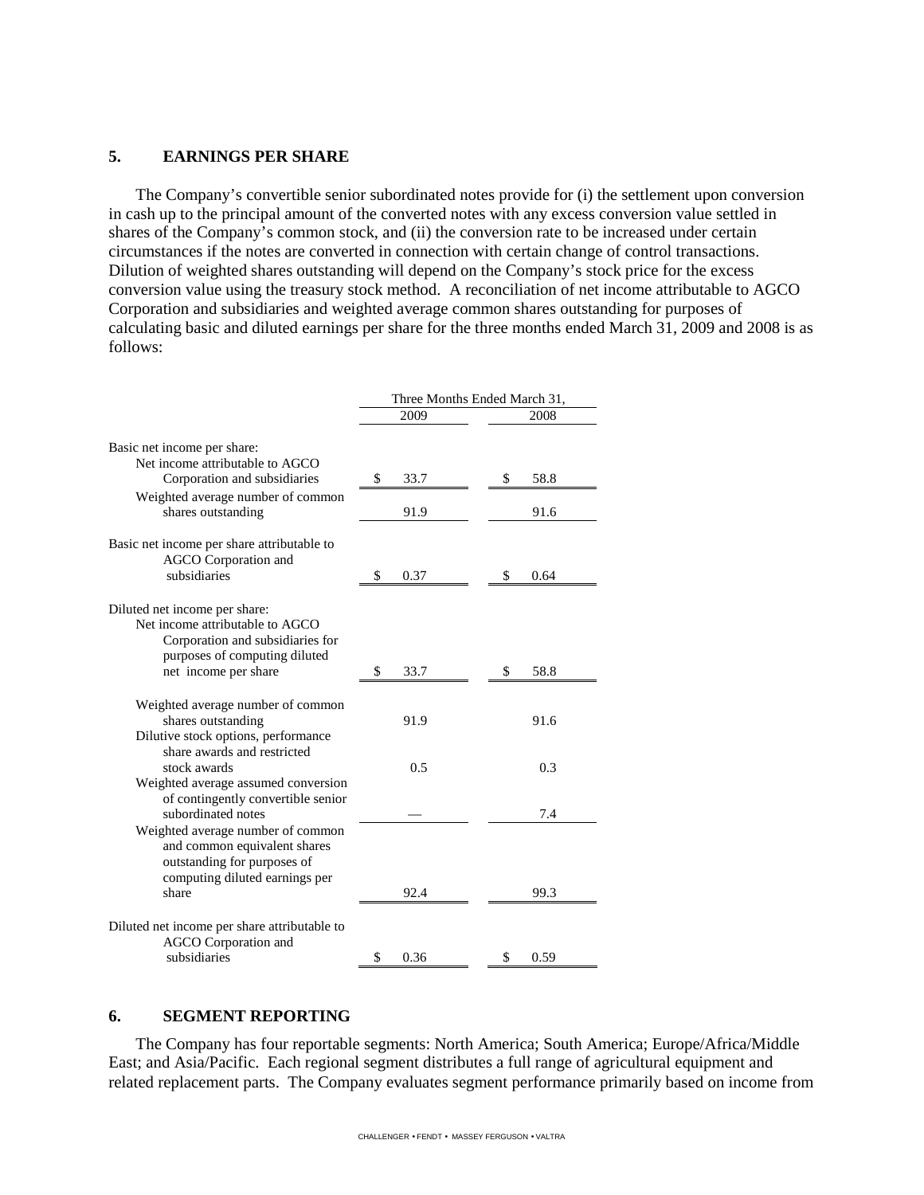## 5. EARNINGS PER SHARE

The Company's convertible senior subordinated notes provide for (i) the settlement upon conversion in cash up to the principal amount of the converted notes with any excess conversion value settled in shares of the Company's common stock, and (ii) the conversion rate to be increased under certain circumstances if the notes are converted in connection with certain change of control transactions. Dilution of weighted shares outstanding will depend on the Company's stock price for the excess conversion value using the treasury stock method. A reconciliation of net income attributable to AGCO Corporation and subsidiaries and weighted average common shares outstanding for purposes of calculating basic and diluted earnings per share for the three months ended March 31, 2009 and 2008 is as follows:

| | Three Months Ended March 31, | |
|---|---|---|
| | 2009 | 2008 |
| Basic net income per share: | | |
| Net income attributable to AGCO Corporation and subsidiaries | $ 33.7 | $ 58.8 |
| Weighted average number of common shares outstanding | 91.9 | 91.6 |
| Basic net income per share attributable to AGCO Corporation and subsidiaries | $ 0.37 | $ 0.64 |
| Diluted net income per share: | | |
| Net income attributable to AGCO Corporation and subsidiaries for purposes of computing diluted net income per share | $ 33.7 | $ 58.8 |
| Weighted average number of common shares outstanding | 91.9 | 91.6 |
| Dilutive stock options, performance share awards and restricted stock awards | 0.5 | 0.3 |
| Weighted average assumed conversion of contingently convertible senior subordinated notes | — | 7.4 |
| Weighted average number of common and common equivalent shares outstanding for purposes of computing diluted earnings per share | 92.4 | 99.3 |
| Diluted net income per share attributable to AGCO Corporation and subsidiaries | $ 0.36 | $ 0.59 |

## 6. SEGMENT REPORTING

The Company has four reportable segments: North America; South America; Europe/Africa/Middle East; and Asia/Pacific. Each regional segment distributes a full range of agricultural equipment and related replacement parts. The Company evaluates segment performance primarily based on income from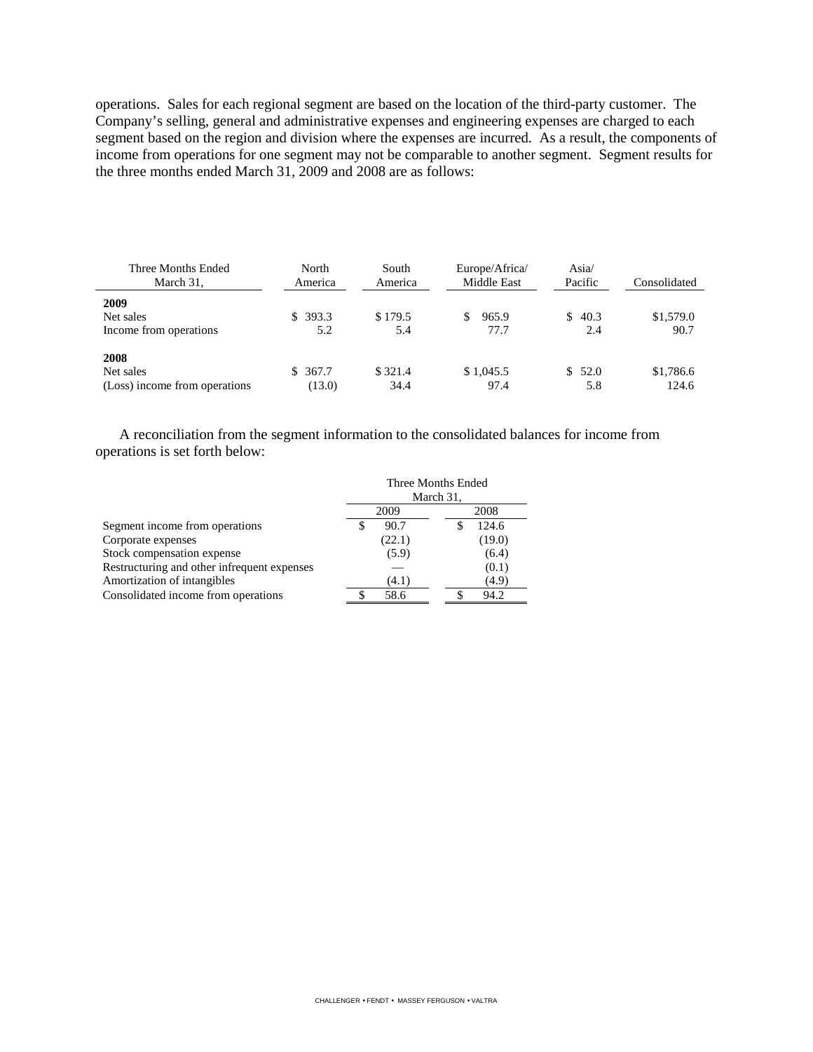operations. Sales for each regional segment are based on the location of the third-party customer. The Company's selling, general and administrative expenses and engineering expenses are charged to each segment based on the region and division where the expenses are incurred. As a result, the components of income from operations for one segment may not be comparable to another segment. Segment results for the three months ended March 31, 2009 and 2008 are as follows:

| Three Months Ended March 31, | North America | South America | Europe/Africa/ Middle East | Asia/ Pacific | Consolidated |
|---|---|---|---|---|---|
| **2009** | | | | | |
| Net sales | $ 393.3 | $ 179.5 | $ 965.9 | $ 40.3 | $1,579.0 |
| Income from operations | 5.2 | 5.4 | 77.7 | 2.4 | 90.7 |
| **2008** | | | | | |
| Net sales | $ 367.7 | $ 321.4 | $ 1,045.5 | $ 52.0 | $1,786.6 |
| (Loss) income from operations | (13.0) | 34.4 | 97.4 | 5.8 | 124.6 |

A reconciliation from the segment information to the consolidated balances for income from operations is set forth below:

| | Three Months Ended March 31, | |
|---|---|---|
| | 2009 | 2008 |
| Segment income from operations | $ 90.7 | $ 124.6 |
| Corporate expenses | (22.1) | (19.0) |
| Stock compensation expense | (5.9) | (6.4) |
| Restructuring and other infrequent expenses | — | (0.1) |
| Amortization of intangibles | (4.1) | (4.9) |
| Consolidated income from operations | $ 58.6 | $ 94.2 |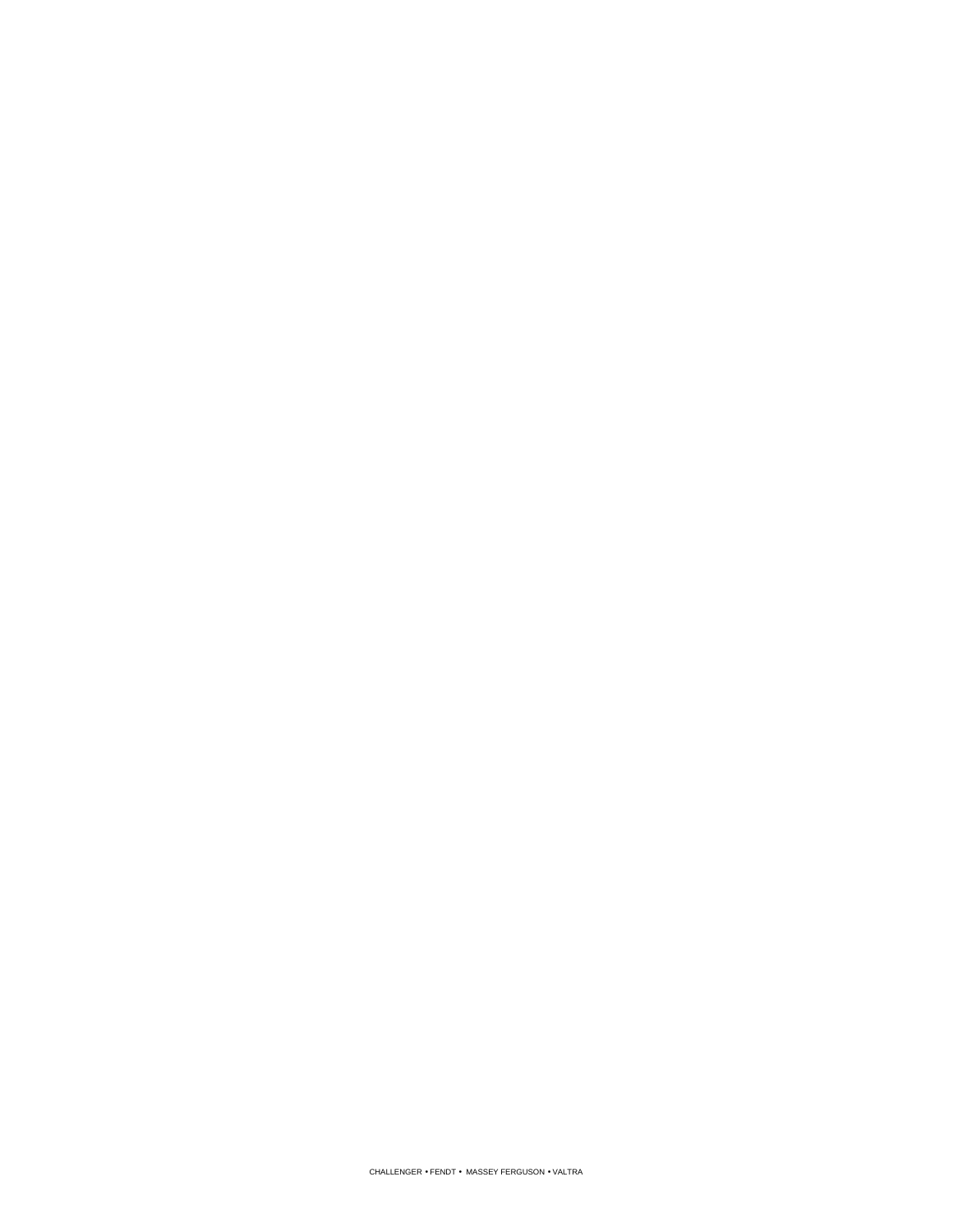CHALLENGER • FENDT • MASSEY FERGUSON • VALTRA